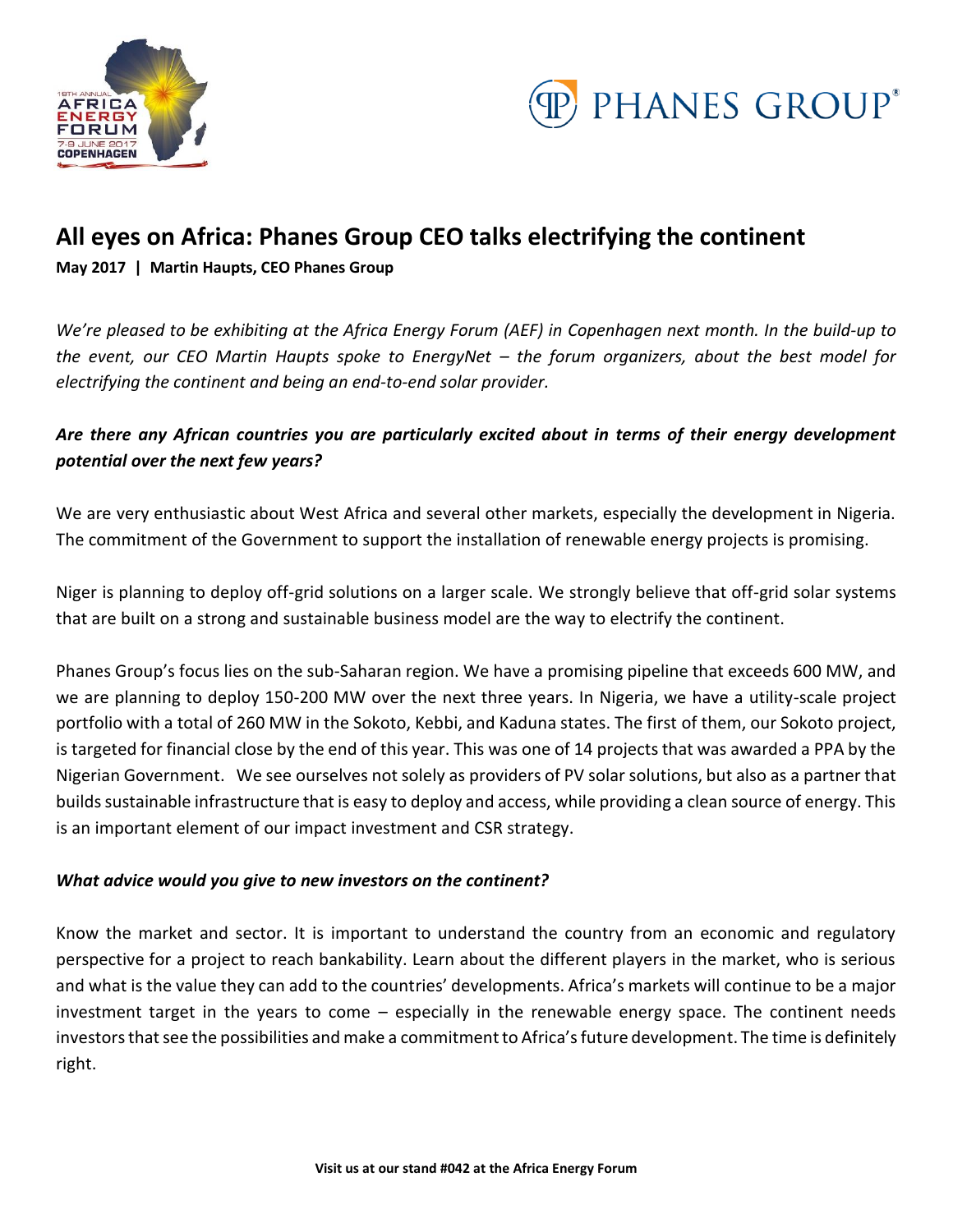# All eyes on Africa: Phanes Group CEO talks electrifying the continent

**May 2017 | Martin Haupts, CEO Phanes Group**

*We're pleased to be exhibiting at the Africa Energy Forum (AEF) in Copenhagen next month. In the build-up to the event, our CEO Martin Haupts spoke to EnergyNet – the forum organizers, about the best model for electrifying the continent and being an end-to-end solar provider.*

***Are there any African countries you are particularly excited about in terms of their energy development potential over the next few years?***

We are very enthusiastic about West Africa and several other markets, especially the development in Nigeria. The commitment of the Government to support the installation of renewable energy projects is promising.

Niger is planning to deploy off-grid solutions on a larger scale. We strongly believe that off-grid solar systems that are built on a strong and sustainable business model are the way to electrify the continent.

Phanes Group's focus lies on the sub-Saharan region. We have a promising pipeline that exceeds 600 MW, and we are planning to deploy 150-200 MW over the next three years. In Nigeria, we have a utility-scale project portfolio with a total of 260 MW in the Sokoto, Kebbi, and Kaduna states. The first of them, our Sokoto project, is targeted for financial close by the end of this year. This was one of 14 projects that was awarded a PPA by the Nigerian Government. We see ourselves not solely as providers of PV solar solutions, but also as a partner that builds sustainable infrastructure that is easy to deploy and access, while providing a clean source of energy. This is an important element of our impact investment and CSR strategy.

***What advice would you give to new investors on the continent?***

Know the market and sector. It is important to understand the country from an economic and regulatory perspective for a project to reach bankability. Learn about the different players in the market, who is serious and what is the value they can add to the countries' developments. Africa's markets will continue to be a major investment target in the years to come – especially in the renewable energy space. The continent needs investors that see the possibilities and make a commitment to Africa's future development. The time is definitely right.

**Visit us at our stand #042 at the Africa Energy Forum**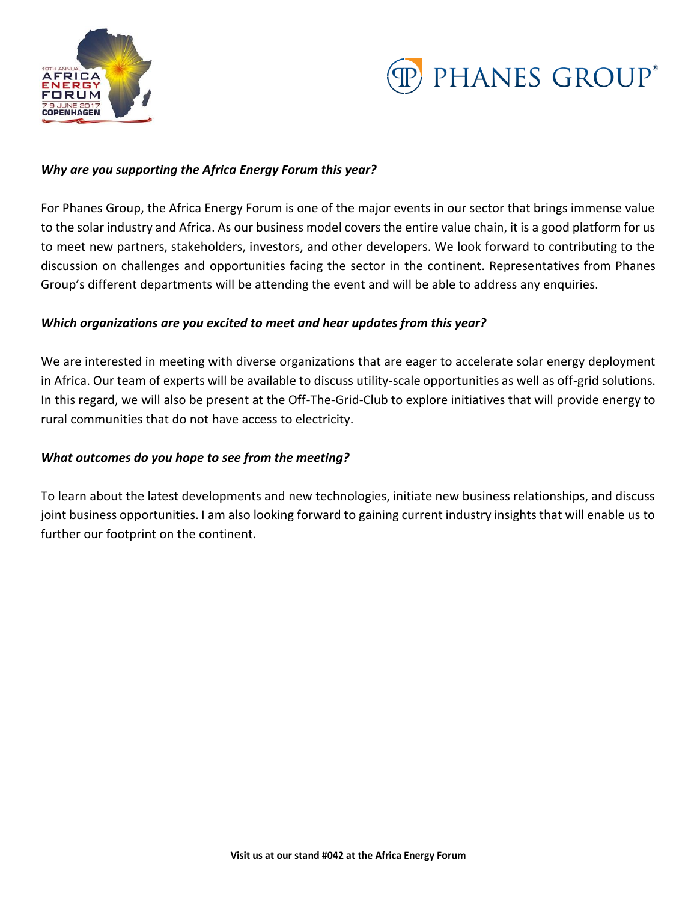*Why are you supporting the Africa Energy Forum this year?*

For Phanes Group, the Africa Energy Forum is one of the major events in our sector that brings immense value to the solar industry and Africa. As our business model covers the entire value chain, it is a good platform for us to meet new partners, stakeholders, investors, and other developers. We look forward to contributing to the discussion on challenges and opportunities facing the sector in the continent. Representatives from Phanes Group's different departments will be attending the event and will be able to address any enquiries.

*Which organizations are you excited to meet and hear updates from this year?*

We are interested in meeting with diverse organizations that are eager to accelerate solar energy deployment in Africa. Our team of experts will be available to discuss utility-scale opportunities as well as off-grid solutions. In this regard, we will also be present at the Off-The-Grid-Club to explore initiatives that will provide energy to rural communities that do not have access to electricity.

*What outcomes do you hope to see from the meeting?*

To learn about the latest developments and new technologies, initiate new business relationships, and discuss joint business opportunities. I am also looking forward to gaining current industry insights that will enable us to further our footprint on the continent.

**Visit us at our stand #042 at the Africa Energy Forum**